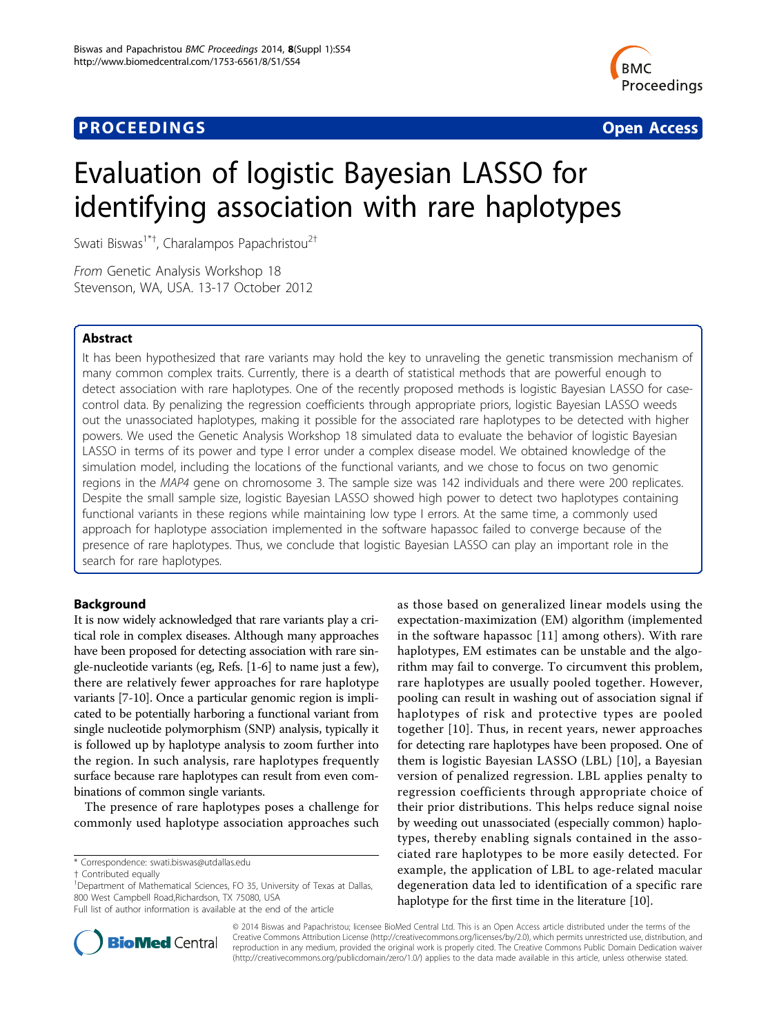# Evaluation of logistic Bayesian LASSO for identifying association with rare haplotypes

Swati Biswas[1*†], Charalampos Papachristou[2†]

*From* Genetic Analysis Workshop 18
Stevenson, WA, USA. 13-17 October 2012

## Abstract

It has been hypothesized that rare variants may hold the key to unraveling the genetic transmission mechanism of many common complex traits. Currently, there is a dearth of statistical methods that are powerful enough to detect association with rare haplotypes. One of the recently proposed methods is logistic Bayesian LASSO for case-control data. By penalizing the regression coefficients through appropriate priors, logistic Bayesian LASSO weeds out the unassociated haplotypes, making it possible for the associated rare haplotypes to be detected with higher powers. We used the Genetic Analysis Workshop 18 simulated data to evaluate the behavior of logistic Bayesian LASSO in terms of its power and type I error under a complex disease model. We obtained knowledge of the simulation model, including the locations of the functional variants, and we chose to focus on two genomic regions in the *MAP4* gene on chromosome 3. The sample size was 142 individuals and there were 200 replicates. Despite the small sample size, logistic Bayesian LASSO showed high power to detect two haplotypes containing functional variants in these regions while maintaining low type I errors. At the same time, a commonly used approach for haplotype association implemented in the software hapassoc failed to converge because of the presence of rare haplotypes. Thus, we conclude that logistic Bayesian LASSO can play an important role in the search for rare haplotypes.

## Background

It is now widely acknowledged that rare variants play a critical role in complex diseases. Although many approaches have been proposed for detecting association with rare single-nucleotide variants (eg, Refs. [1-6] to name just a few), there are relatively fewer approaches for rare haplotype variants [7-10]. Once a particular genomic region is implicated to be potentially harboring a functional variant from single nucleotide polymorphism (SNP) analysis, typically it is followed up by haplotype analysis to zoom further into the region. In such analysis, rare haplotypes frequently surface because rare haplotypes can result from even combinations of common single variants.

The presence of rare haplotypes poses a challenge for commonly used haplotype association approaches such as those based on generalized linear models using the expectation-maximization (EM) algorithm (implemented in the software hapassoc [11] among others). With rare haplotypes, EM estimates can be unstable and the algorithm may fail to converge. To circumvent this problem, rare haplotypes are usually pooled together. However, pooling can result in washing out of association signal if haplotypes of risk and protective types are pooled together [10]. Thus, in recent years, newer approaches for detecting rare haplotypes have been proposed. One of them is logistic Bayesian LASSO (LBL) [10], a Bayesian version of penalized regression. LBL applies penalty to regression coefficients through appropriate choice of their prior distributions. This helps reduce signal noise by weeding out unassociated (especially common) haplotypes, thereby enabling signals contained in the associated rare haplotypes to be more easily detected. For example, the application of LBL to age-related macular degeneration data led to identification of a specific rare haplotype for the first time in the literature [10].

\* Correspondence: swati.biswas@utdallas.edu
† Contributed equally
[1]Department of Mathematical Sciences, FO 35, University of Texas at Dallas, 800 West Campbell Road,Richardson, TX 75080, USA
Full list of author information is available at the end of the article

© 2014 Biswas and Papachristou; licensee BioMed Central Ltd. This is an Open Access article distributed under the terms of the Creative Commons Attribution License (http://creativecommons.org/licenses/by/2.0), which permits unrestricted use, distribution, and reproduction in any medium, provided the original work is properly cited. The Creative Commons Public Domain Dedication waiver (http://creativecommons.org/publicdomain/zero/1.0/) applies to the data made available in this article, unless otherwise stated.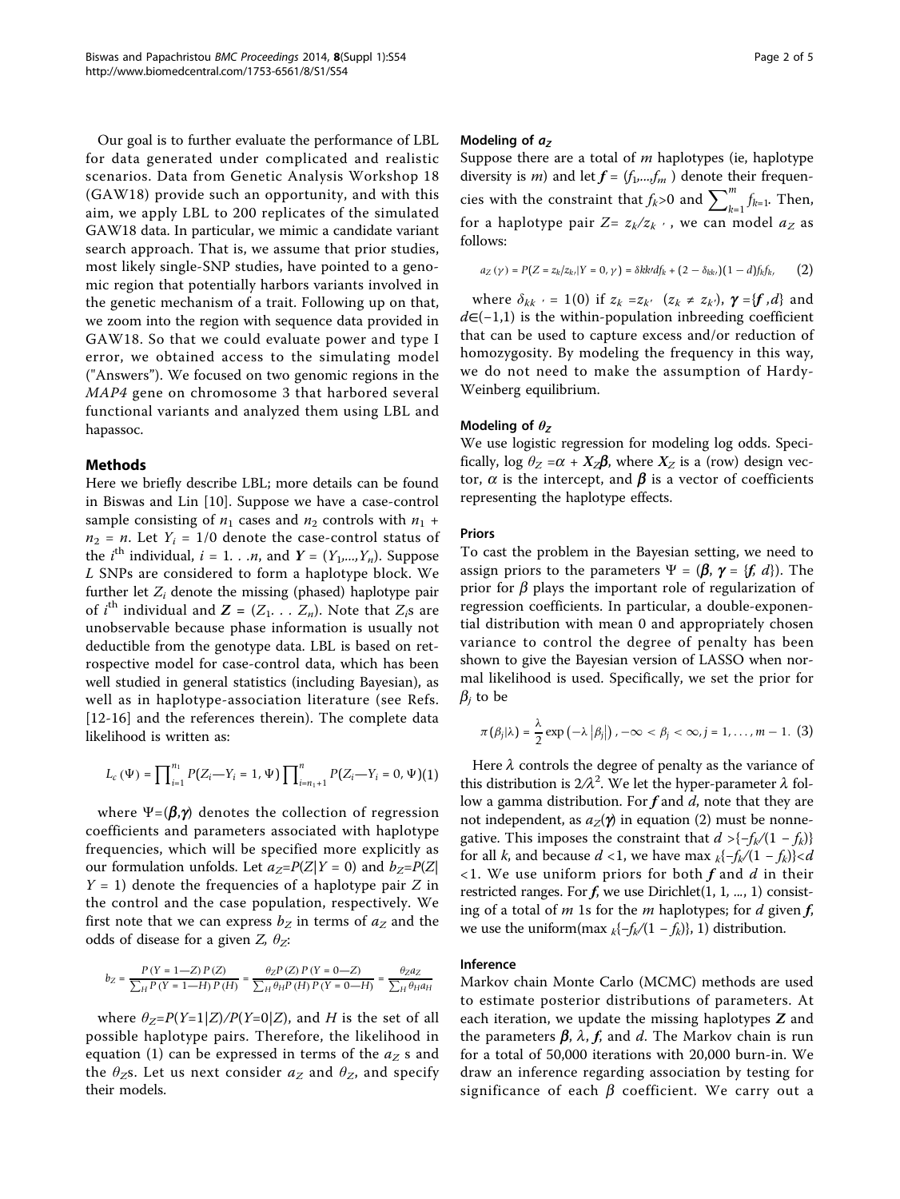Our goal is to further evaluate the performance of LBL for data generated under complicated and realistic scenarios. Data from Genetic Analysis Workshop 18 (GAW18) provide such an opportunity, and with this aim, we apply LBL to 200 replicates of the simulated GAW18 data. In particular, we mimic a candidate variant search approach. That is, we assume that prior studies, most likely single-SNP studies, have pointed to a genomic region that potentially harbors variants involved in the genetic mechanism of a trait. Following up on that, we zoom into the region with sequence data provided in GAW18. So that we could evaluate power and type I error, we obtained access to the simulating model ("Answers"). We focused on two genomic regions in the *MAP4* gene on chromosome 3 that harbored several functional variants and analyzed them using LBL and hapassoc.

## Methods

Here we briefly describe LBL; more details can be found in Biswas and Lin [10]. Suppose we have a case-control sample consisting of $n_1$ cases and $n_2$ controls with $n_1 + n_2 = n$. Let $Y_i = 1/0$ denote the case-control status of the $i^{\text{th}}$ individual, $i = 1...n$, and $\boldsymbol{Y} = (Y_1,...,Y_n)$. Suppose $L$ SNPs are considered to form a haplotype block. We further let $Z_i$ denote the missing (phased) haplotype pair of $i^{\text{th}}$ individual and $\boldsymbol{Z} = (Z_1... Z_n)$. Note that $Z_i$s are unobservable because phase information is usually not deductible from the genotype data. LBL is based on retrospective model for case-control data, which has been well studied in general statistics (including Bayesian), as well as in haplotype-association literature (see Refs. [12-16] and the references therein). The complete data likelihood is written as:

$$L_c(\Psi) = \prod_{i=1}^{n_1} P(Z_i|Y_i = 1, \Psi) \prod_{i=n_1+1}^{n} P(Z_i|Y_i = 0, \Psi) \quad (1)$$

where $\Psi$=($\boldsymbol{\beta}$,$\boldsymbol{\gamma}$) denotes the collection of regression coefficients and parameters associated with haplotype frequencies, which will be specified more explicitly as our formulation unfolds. Let $a_Z$=$P(Z|Y = 0)$ and $b_Z$=$P(Z|Y = 1)$ denote the frequencies of a haplotype pair $Z$ in the control and the case population, respectively. We first note that we can express $b_Z$ in terms of $a_Z$ and the odds of disease for a given $Z$, $\theta_Z$:

$$b_Z = \frac{P(Y=1|Z)\,P(Z)}{\sum_H P(Y=1|H)\,P(H)} = \frac{\theta_Z P(Z)\,P(Y=0|Z)}{\sum_H \theta_H P(H)\,P(Y=0|H)} = \frac{\theta_Z a_Z}{\sum_H \theta_H a_H}$$

where $\theta_Z$=$P(Y$=$1|Z)/P(Y$=$0|Z)$, and $H$ is the set of all possible haplotype pairs. Therefore, the likelihood in equation (1) can be expressed in terms of the $a_Z$ s and the $\theta_Z$s. Let us next consider $a_Z$ and $\theta_Z$, and specify their models.

### Modeling of $a_Z$

Suppose there are a total of $m$ haplotypes (ie, haplotype diversity is $m$) and let $\boldsymbol{f}$ = $(f_1,...,f_m)$ denote their frequencies with the constraint that $f_k$>0 and $\sum_{k=1}^{m} f_k$=1. Then, for a haplotype pair $Z$= $z_k/z_{k'}$, we can model $a_Z$ as follows:

$$a_Z(\gamma) = P(Z = z_k/z_{k'}|Y = 0, \gamma) = \delta_{kk'} d f_k + (2 - \delta_{kk'})(1 - d) f_k f_{k'} \quad (2)$$

where $\delta_{kk'}$ = 1(0) if $z_k$ =$z_{k'}$ ($z_k \neq z_{k'}$), $\boldsymbol{\gamma}$ ={$\boldsymbol{f}$ ,$d$} and $d$∈(−1,1) is the within-population inbreeding coefficient that can be used to capture excess and/or reduction of homozygosity. By modeling the frequency in this way, we do not need to make the assumption of Hardy-Weinberg equilibrium.

### Modeling of $\theta_Z$

We use logistic regression for modeling log odds. Specifically, $\log \theta_Z = \alpha + \boldsymbol{X}_Z\boldsymbol{\beta}$, where $\boldsymbol{X}_Z$ is a (row) design vector, $\alpha$ is the intercept, and $\boldsymbol{\beta}$ is a vector of coefficients representing the haplotype effects.

### Priors

To cast the problem in the Bayesian setting, we need to assign priors to the parameters $\Psi$ = ($\boldsymbol{\beta}$, $\boldsymbol{\gamma}$ = {$\boldsymbol{f}$, $d$}). The prior for $\beta$ plays the important role of regularization of regression coefficients. In particular, a double-exponential distribution with mean 0 and appropriately chosen variance to control the degree of penalty has been shown to give the Bayesian version of LASSO when normal likelihood is used. Specifically, we set the prior for $\beta_j$ to be

$$\pi(\beta_j|\lambda) = \frac{\lambda}{2}\exp\left(-\lambda\left|\beta_j\right|\right), -\infty < \beta_j < \infty, j = 1, \ldots, m-1. \quad (3)$$

Here $\lambda$ controls the degree of penalty as the variance of this distribution is $2/\lambda^2$. We let the hyper-parameter $\lambda$ follow a gamma distribution. For $\boldsymbol{f}$ and $d$, note that they are not independent, as $a_Z(\boldsymbol{\gamma})$ in equation (2) must be nonnegative. This imposes the constraint that $d > \{-f_k/(1 - f_k)\}$ for all $k$, and because $d$ <1, we have $\max_k\{-f_k/(1 - f_k)\} < d < 1$. We use uniform priors for both $\boldsymbol{f}$ and $d$ in their restricted ranges. For $\boldsymbol{f}$, we use Dirichlet(1, 1, ..., 1) consisting of a total of $m$ 1s for the $m$ haplotypes; for $d$ given $\boldsymbol{f}$, we use the uniform($\max_k\{-f_k/(1 - f_k)\}$, 1) distribution.

### Inference

Markov chain Monte Carlo (MCMC) methods are used to estimate posterior distributions of parameters. At each iteration, we update the missing haplotypes $\boldsymbol{Z}$ and the parameters $\boldsymbol{\beta}$, $\lambda$, $\boldsymbol{f}$, and $d$. The Markov chain is run for a total of 50,000 iterations with 20,000 burn-in. We draw an inference regarding association by testing for significance of each $\beta$ coefficient. We carry out a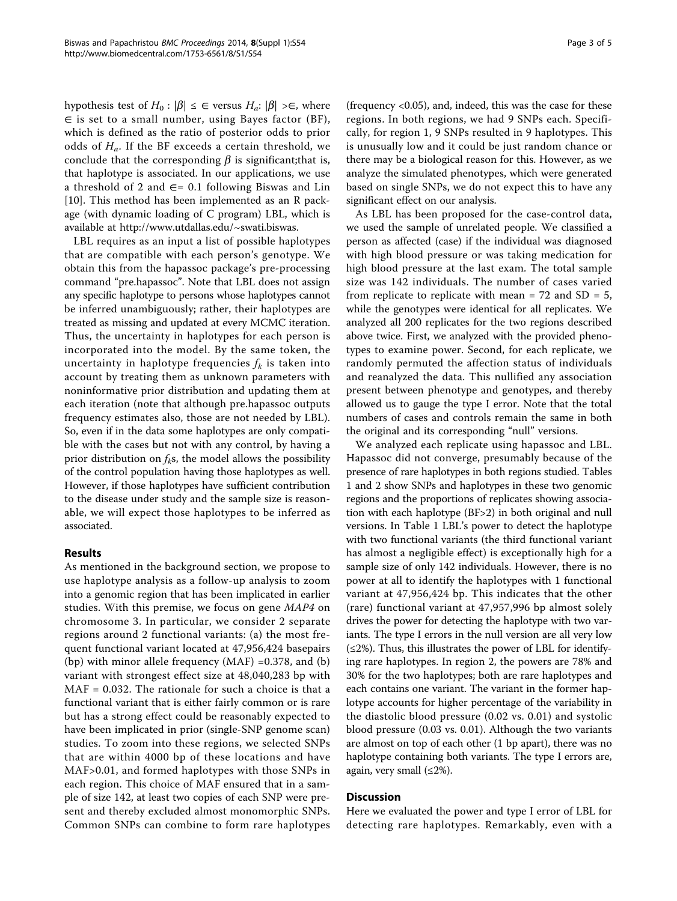hypothesis test of $H_0 : |\beta| \leq \epsilon$ versus $H_a$: $|\beta| > \epsilon$, where $\epsilon$ is set to a small number, using Bayes factor (BF), which is defined as the ratio of posterior odds to prior odds of $H_a$. If the BF exceeds a certain threshold, we conclude that the corresponding $\beta$ is significant;that is, that haplotype is associated. In our applications, we use a threshold of 2 and $\epsilon = 0.1$ following Biswas and Lin [10]. This method has been implemented as an R package (with dynamic loading of C program) LBL, which is available at http://www.utdallas.edu/~swati.biswas.

LBL requires as an input a list of possible haplotypes that are compatible with each person's genotype. We obtain this from the hapassoc package's pre-processing command "pre.hapassoc". Note that LBL does not assign any specific haplotype to persons whose haplotypes cannot be inferred unambiguously; rather, their haplotypes are treated as missing and updated at every MCMC iteration. Thus, the uncertainty in haplotypes for each person is incorporated into the model. By the same token, the uncertainty in haplotype frequencies $f_k$ is taken into account by treating them as unknown parameters with noninformative prior distribution and updating them at each iteration (note that although pre.hapassoc outputs frequency estimates also, those are not needed by LBL). So, even if in the data some haplotypes are only compatible with the cases but not with any control, by having a prior distribution on $f_k$s, the model allows the possibility of the control population having those haplotypes as well. However, if those haplotypes have sufficient contribution to the disease under study and the sample size is reasonable, we will expect those haplotypes to be inferred as associated.

## Results

As mentioned in the background section, we propose to use haplotype analysis as a follow-up analysis to zoom into a genomic region that has been implicated in earlier studies. With this premise, we focus on gene *MAP4* on chromosome 3. In particular, we consider 2 separate regions around 2 functional variants: (a) the most frequent functional variant located at 47,956,424 basepairs (bp) with minor allele frequency (MAF) =0.378, and (b) variant with strongest effect size at 48,040,283 bp with MAF = 0.032. The rationale for such a choice is that a functional variant that is either fairly common or is rare but has a strong effect could be reasonably expected to have been implicated in prior (single-SNP genome scan) studies. To zoom into these regions, we selected SNPs that are within 4000 bp of these locations and have MAF>0.01, and formed haplotypes with those SNPs in each region. This choice of MAF ensured that in a sample of size 142, at least two copies of each SNP were present and thereby excluded almost monomorphic SNPs. Common SNPs can combine to form rare haplotypes (frequency <0.05), and, indeed, this was the case for these regions. In both regions, we had 9 SNPs each. Specifically, for region 1, 9 SNPs resulted in 9 haplotypes. This is unusually low and it could be just random chance or there may be a biological reason for this. However, as we analyze the simulated phenotypes, which were generated based on single SNPs, we do not expect this to have any significant effect on our analysis.

As LBL has been proposed for the case-control data, we used the sample of unrelated people. We classified a person as affected (case) if the individual was diagnosed with high blood pressure or was taking medication for high blood pressure at the last exam. The total sample size was 142 individuals. The number of cases varied from replicate to replicate with mean = 72 and SD = 5, while the genotypes were identical for all replicates. We analyzed all 200 replicates for the two regions described above twice. First, we analyzed with the provided phenotypes to examine power. Second, for each replicate, we randomly permuted the affection status of individuals and reanalyzed the data. This nullified any association present between phenotype and genotypes, and thereby allowed us to gauge the type I error. Note that the total numbers of cases and controls remain the same in both the original and its corresponding "null" versions.

We analyzed each replicate using hapassoc and LBL. Hapassoc did not converge, presumably because of the presence of rare haplotypes in both regions studied. Tables 1 and 2 show SNPs and haplotypes in these two genomic regions and the proportions of replicates showing association with each haplotype (BF>2) in both original and null versions. In Table 1 LBL's power to detect the haplotype with two functional variants (the third functional variant has almost a negligible effect) is exceptionally high for a sample size of only 142 individuals. However, there is no power at all to identify the haplotypes with 1 functional variant at 47,956,424 bp. This indicates that the other (rare) functional variant at 47,957,996 bp almost solely drives the power for detecting the haplotype with two variants. The type I errors in the null version are all very low (≤2%). Thus, this illustrates the power of LBL for identifying rare haplotypes. In region 2, the powers are 78% and 30% for the two haplotypes; both are rare haplotypes and each contains one variant. The variant in the former haplotype accounts for higher percentage of the variability in the diastolic blood pressure (0.02 vs. 0.01) and systolic blood pressure (0.03 vs. 0.01). Although the two variants are almost on top of each other (1 bp apart), there was no haplotype containing both variants. The type I errors are, again, very small (≤2%).

## Discussion

Here we evaluated the power and type I error of LBL for detecting rare haplotypes. Remarkably, even with a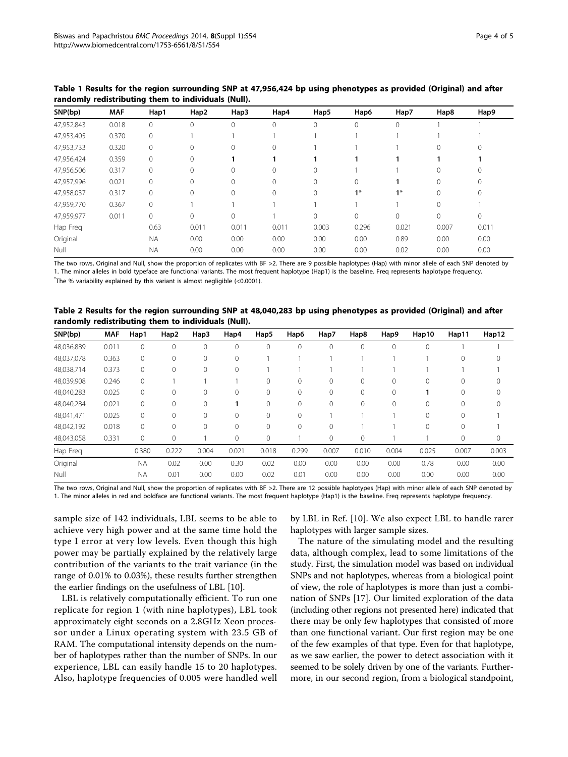**Table 1 Results for the region surrounding SNP at 47,956,424 bp using phenotypes as provided (Original) and after randomly redistributing them to individuals (Null).**

| SNP(bp) | MAF | Hap1 | Hap2 | Hap3 | Hap4 | Hap5 | Hap6 | Hap7 | Hap8 | Hap9 |
|---|---|---|---|---|---|---|---|---|---|---|
| 47,952,843 | 0.018 | 0 | 0 | 0 | 0 | 0 | 0 | 0 | 1 | 1 |
| 47,953,405 | 0.370 | 0 | 1 | 1 | 1 | 1 | 1 | 1 | 1 | 1 |
| 47,953,733 | 0.320 | 0 | 0 | 0 | 0 | 1 | 1 | 1 | 0 | 0 |
| 47,956,424 | 0.359 | 0 | 0 | **1** | **1** | **1** | **1** | **1** | **1** | **1** |
| 47,956,506 | 0.317 | 0 | 0 | 0 | 0 | 0 | 1 | 1 | 0 | 0 |
| 47,957,996 | 0.021 | 0 | 0 | 0 | 0 | 0 | 0 | **1** | 0 | 0 |
| 47,958,037 | 0.317 | 0 | 0 | 0 | 0 | 0 | **1***| **1*** | 0 | 0 |
| 47,959,770 | 0.367 | 0 | 1 | 1 | 1 | 1 | 1 | 1 | 0 | 1 |
| 47,959,977 | 0.011 | 0 | 0 | 0 | 1 | 0 | 0 | 0 | 0 | 0 |
| Hap Freq | | 0.63 | 0.011 | 0.011 | 0.011 | 0.003 | 0.296 | 0.021 | 0.007 | 0.011 |
| Original | | NA | 0.00 | 0.00 | 0.00 | 0.00 | 0.00 | 0.89 | 0.00 | 0.00 |
| Null | | NA | 0.00 | 0.00 | 0.00 | 0.00 | 0.00 | 0.02 | 0.00 | 0.00 |

The two rows, Original and Null, show the proportion of replicates with BF >2. There are 9 possible haplotypes (Hap) with minor allele of each SNP denoted by 1. The minor alleles in bold typeface are functional variants. The most frequent haplotype (Hap1) is the baseline. Freq represents haplotype frequency.
*The % variability explained by this variant is almost negligible (<0.0001).

**Table 2 Results for the region surrounding SNP at 48,040,283 bp using phenotypes as provided (Original) and after randomly redistributing them to individuals (Null).**

| SNP(bp) | MAF | Hap1 | Hap2 | Hap3 | Hap4 | Hap5 | Hap6 | Hap7 | Hap8 | Hap9 | Hap10 | Hap11 | Hap12 |
|---|---|---|---|---|---|---|---|---|---|---|---|---|---|
| 48,036,889 | 0.011 | 0 | 0 | 0 | 0 | 0 | 0 | 0 | 0 | 0 | 0 | 1 | 1 |
| 48,037,078 | 0.363 | 0 | 0 | 0 | 0 | 1 | 1 | 1 | 1 | 1 | 1 | 0 | 0 |
| 48,038,714 | 0.373 | 0 | 0 | 0 | 0 | 1 | 1 | 1 | 1 | 1 | 1 | 1 | 1 |
| 48,039,908 | 0.246 | 0 | 1 | 1 | 1 | 0 | 0 | 0 | 0 | 0 | 0 | 0 | 0 |
| 48,040,283 | 0.025 | 0 | 0 | 0 | 0 | 0 | 0 | 0 | 0 | 0 | **1** | 0 | 0 |
| 48,040,284 | 0.021 | 0 | 0 | 0 | **1** | 0 | 0 | 0 | 0 | 0 | 0 | 0 | 0 |
| 48,041,471 | 0.025 | 0 | 0 | 0 | 0 | 0 | 0 | 1 | 1 | 1 | 0 | 0 | 1 |
| 48,042,192 | 0.018 | 0 | 0 | 0 | 0 | 0 | 0 | 0 | 1 | 1 | 0 | 0 | 1 |
| 48,043,058 | 0.331 | 0 | 0 | 1 | 0 | 0 | 1 | 0 | 0 | 1 | 1 | 0 | 0 |
| Hap Freq | | 0.380 | 0.222 | 0.004 | 0.021 | 0.018 | 0.299 | 0.007 | 0.010 | 0.004 | 0.025 | 0.007 | 0.003 |
| Original | | NA | 0.02 | 0.00 | 0.30 | 0.02 | 0.00 | 0.00 | 0.00 | 0.00 | 0.78 | 0.00 | 0.00 |
| Null | | NA | 0.01 | 0.00 | 0.00 | 0.02 | 0.01 | 0.00 | 0.00 | 0.00 | 0.00 | 0.00 | 0.00 |

The two rows, Original and Null, show the proportion of replicates with BF >2. There are 12 possible haplotypes (Hap) with minor allele of each SNP denoted by 1. The minor alleles in red and boldface are functional variants. The most frequent haplotype (Hap1) is the baseline. Freq represents haplotype frequency.

sample size of 142 individuals, LBL seems to be able to achieve very high power and at the same time hold the type I error at very low levels. Even though this high power may be partially explained by the relatively large contribution of the variants to the trait variance (in the range of 0.01% to 0.03%), these results further strengthen the earlier findings on the usefulness of LBL [10].

LBL is relatively computationally efficient. To run one replicate for region 1 (with nine haplotypes), LBL took approximately eight seconds on a 2.8GHz Xeon processor under a Linux operating system with 23.5 GB of RAM. The computational intensity depends on the number of haplotypes rather than the number of SNPs. In our experience, LBL can easily handle 15 to 20 haplotypes. Also, haplotype frequencies of 0.005 were handled well by LBL in Ref. [10]. We also expect LBL to handle rarer haplotypes with larger sample sizes.

The nature of the simulating model and the resulting data, although complex, lead to some limitations of the study. First, the simulation model was based on individual SNPs and not haplotypes, whereas from a biological point of view, the role of haplotypes is more than just a combination of SNPs [17]. Our limited exploration of the data (including other regions not presented here) indicated that there may be only few haplotypes that consisted of more than one functional variant. Our first region may be one of the few examples of that type. Even for that haplotype, as we saw earlier, the power to detect association with it seemed to be solely driven by one of the variants. Furthermore, in our second region, from a biological standpoint,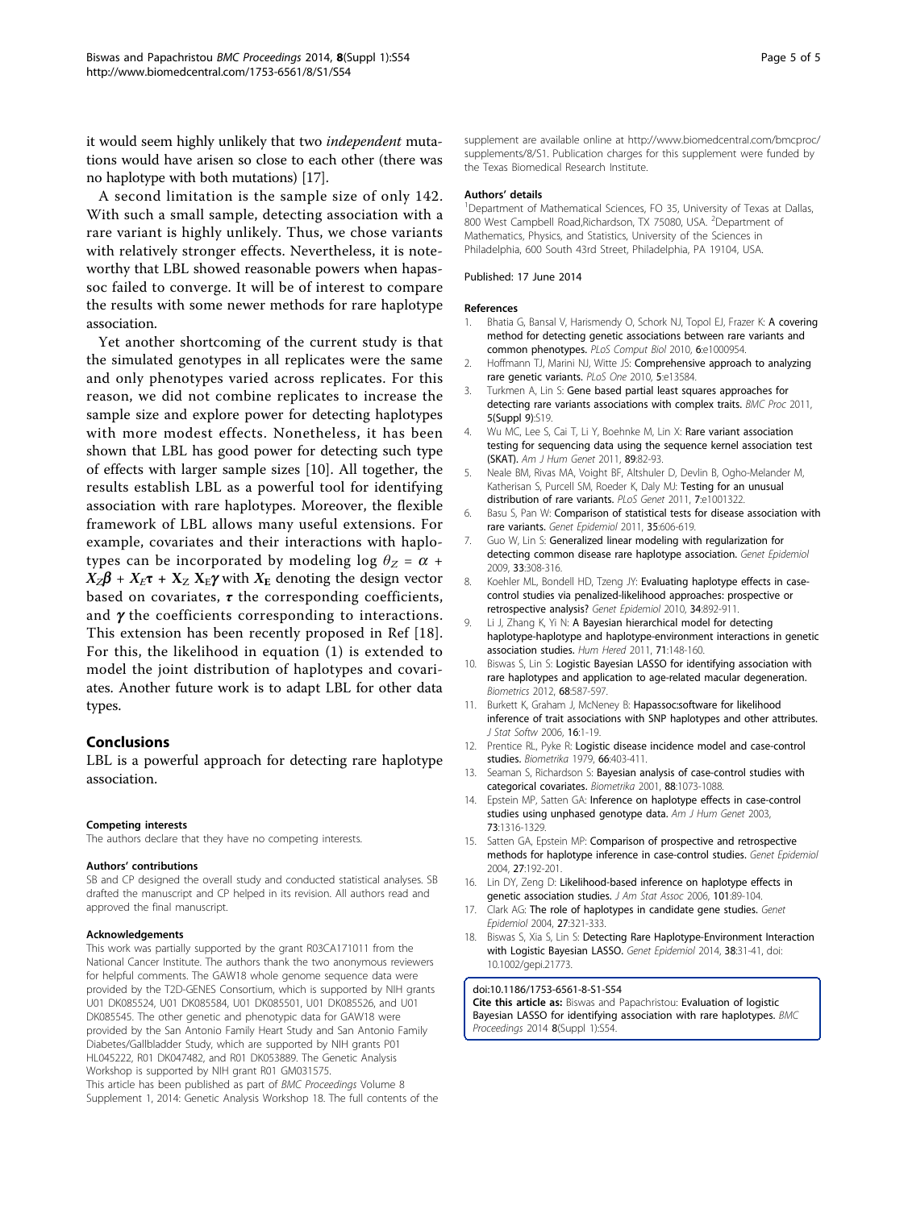it would seem highly unlikely that two *independent* mutations would have arisen so close to each other (there was no haplotype with both mutations) [17].

A second limitation is the sample size of only 142. With such a small sample, detecting association with a rare variant is highly unlikely. Thus, we chose variants with relatively stronger effects. Nevertheless, it is noteworthy that LBL showed reasonable powers when hapassoc failed to converge. It will be of interest to compare the results with some newer methods for rare haplotype association.

Yet another shortcoming of the current study is that the simulated genotypes in all replicates were the same and only phenotypes varied across replicates. For this reason, we did not combine replicates to increase the sample size and explore power for detecting haplotypes with more modest effects. Nonetheless, it has been shown that LBL has good power for detecting such type of effects with larger sample sizes [10]. All together, the results establish LBL as a powerful tool for identifying association with rare haplotypes. Moreover, the flexible framework of LBL allows many useful extensions. For example, covariates and their interactions with haplotypes can be incorporated by modeling $\log \theta_Z = \alpha + X_Z\beta + X_E\tau + \mathbf{X}_Z\,\mathbf{X}_E\gamma$ with $X_E$ denoting the design vector based on covariates, $\tau$ the corresponding coefficients, and $\gamma$ the coefficients corresponding to interactions. This extension has been recently proposed in Ref [18]. For this, the likelihood in equation (1) is extended to model the joint distribution of haplotypes and covariates. Another future work is to adapt LBL for other data types.

## Conclusions

LBL is a powerful approach for detecting rare haplotype association.

#### Competing interests

The authors declare that they have no competing interests.

#### Authors' contributions

SB and CP designed the overall study and conducted statistical analyses. SB drafted the manuscript and CP helped in its revision. All authors read and approved the final manuscript.

#### Acknowledgements

This work was partially supported by the grant R03CA171011 from the National Cancer Institute. The authors thank the two anonymous reviewers for helpful comments. The GAW18 whole genome sequence data were provided by the T2D-GENES Consortium, which is supported by NIH grants U01 DK085524, U01 DK085584, U01 DK085501, U01 DK085526, and U01 DK085545. The other genetic and phenotypic data for GAW18 were provided by the San Antonio Family Heart Study and San Antonio Family Diabetes/Gallbladder Study, which are supported by NIH grants P01 HL045222, R01 DK047482, and R01 DK053889. The Genetic Analysis Workshop is supported by NIH grant R01 GM031575.

This article has been published as part of *BMC Proceedings* Volume 8 Supplement 1, 2014: Genetic Analysis Workshop 18. The full contents of the supplement are available online at http://www.biomedcentral.com/bmcproc/supplements/8/S1. Publication charges for this supplement were funded by the Texas Biomedical Research Institute.

#### Authors' details

[1]Department of Mathematical Sciences, FO 35, University of Texas at Dallas, 800 West Campbell Road,Richardson, TX 75080, USA. [2]Department of Mathematics, Physics, and Statistics, University of the Sciences in Philadelphia, 600 South 43rd Street, Philadelphia, PA 19104, USA.

Published: 17 June 2014

#### References

1. Bhatia G, Bansal V, Harismendy O, Schork NJ, Topol EJ, Frazer K: **A covering method for detecting genetic associations between rare variants and common phenotypes.** *PLoS Comput Biol* 2010, **6**:e1000954.
2. Hoffmann TJ, Marini NJ, Witte JS: **Comprehensive approach to analyzing rare genetic variants.** *PLoS One* 2010, **5**:e13584.
3. Turkmen A, Lin S: **Gene based partial least squares approaches for detecting rare variants associations with complex traits.** *BMC Proc* 2011, **5(Suppl 9)**:S19.
4. Wu MC, Lee S, Cai T, Li Y, Boehnke M, Lin X: **Rare variant association testing for sequencing data using the sequence kernel association test (SKAT).** *Am J Hum Genet* 2011, **89**:82-93.
5. Neale BM, Rivas MA, Voight BF, Altshuler D, Devlin B, Ogho-Melander M, Katherisan S, Purcell SM, Roeder K, Daly MJ: **Testing for an unusual distribution of rare variants.** *PLoS Genet* 2011, **7**:e1001322.
6. Basu S, Pan W: **Comparison of statistical tests for disease association with rare variants.** *Genet Epidemiol* 2011, **35**:606-619.
7. Guo W, Lin S: **Generalized linear modeling with regularization for detecting common disease rare haplotype association.** *Genet Epidemiol* 2009, **33**:308-316.
8. Koehler ML, Bondell HD, Tzeng JY: **Evaluating haplotype effects in case-control studies via penalized-likelihood approaches: prospective or retrospective analysis?** *Genet Epidemiol* 2010, **34**:892-911.
9. Li J, Zhang K, Yi N: **A Bayesian hierarchical model for detecting haplotype-haplotype and haplotype-environment interactions in genetic association studies.** *Hum Hered* 2011, **71**:148-160.
10. Biswas S, Lin S: **Logistic Bayesian LASSO for identifying association with rare haplotypes and application to age-related macular degeneration.** *Biometrics* 2012, **68**:587-597.
11. Burkett K, Graham J, McNeney B: **Hapassoc:software for likelihood inference of trait associations with SNP haplotypes and other attributes.** *J Stat Softw* 2006, **16**:1-19.
12. Prentice RL, Pyke R: **Logistic disease incidence model and case-control studies.** *Biometrika* 1979, **66**:403-411.
13. Seaman S, Richardson S: **Bayesian analysis of case-control studies with categorical covariates.** *Biometrika* 2001, **88**:1073-1088.
14. Epstein MP, Satten GA: **Inference on haplotype effects in case-control studies using unphased genotype data.** *Am J Hum Genet* 2003, **73**:1316-1329.
15. Satten GA, Epstein MP: **Comparison of prospective and retrospective methods for haplotype inference in case-control studies.** *Genet Epidemiol* 2004, **27**:192-201.
16. Lin DY, Zeng D: **Likelihood-based inference on haplotype effects in genetic association studies.** *J Am Stat Assoc* 2006, **101**:89-104.
17. Clark AG: **The role of haplotypes in candidate gene studies.** *Genet Epidemiol* 2004, **27**:321-333.
18. Biswas S, Xia S, Lin S: **Detecting Rare Haplotype-Environment Interaction with Logistic Bayesian LASSO.** *Genet Epidemiol* 2014, **38**:31-41, doi: 10.1002/gepi.21773.

doi:10.1186/1753-6561-8-S1-S54

**Cite this article as:** Biswas and Papachristou: Evaluation of logistic Bayesian LASSO for identifying association with rare haplotypes. *BMC Proceedings* 2014 **8**(Suppl 1):S54.